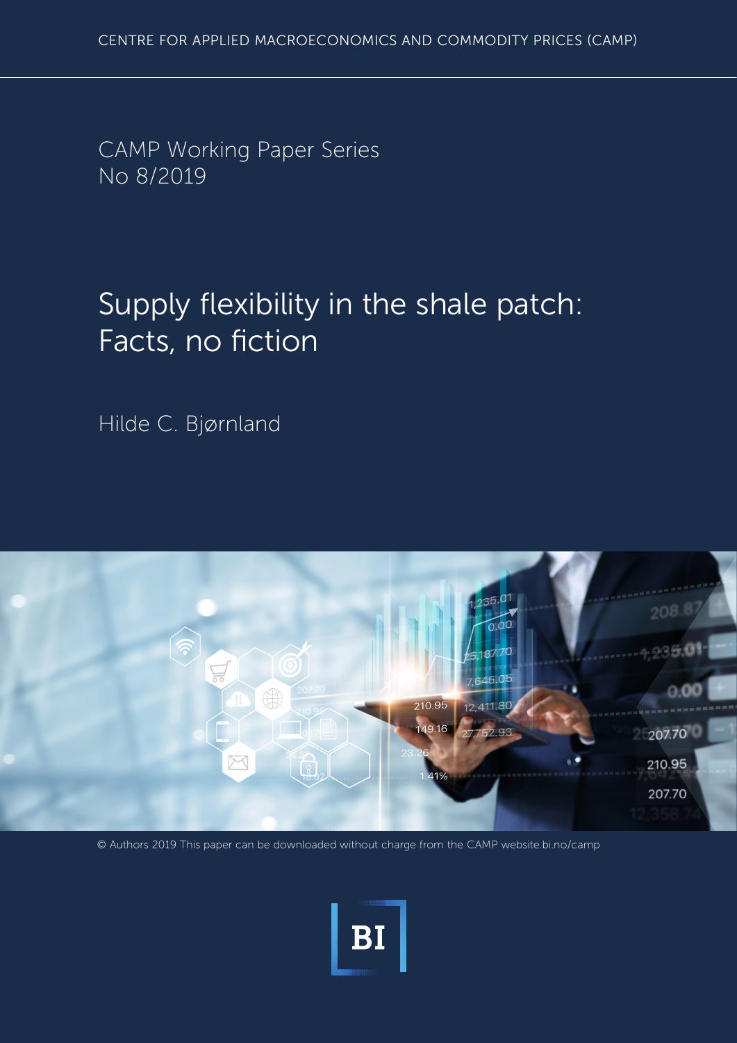CENTRE FOR APPLIED MACROECONOMICS AND COMMODITY PRICES (CAMP)

CAMP Working Paper Series
No 8/2019

# Supply flexibility in the shale patch: Facts, no fiction

Hilde C. Bjørnland

© Authors 2019 This paper can be downloaded without charge from the CAMP website.bi.no/camp

BI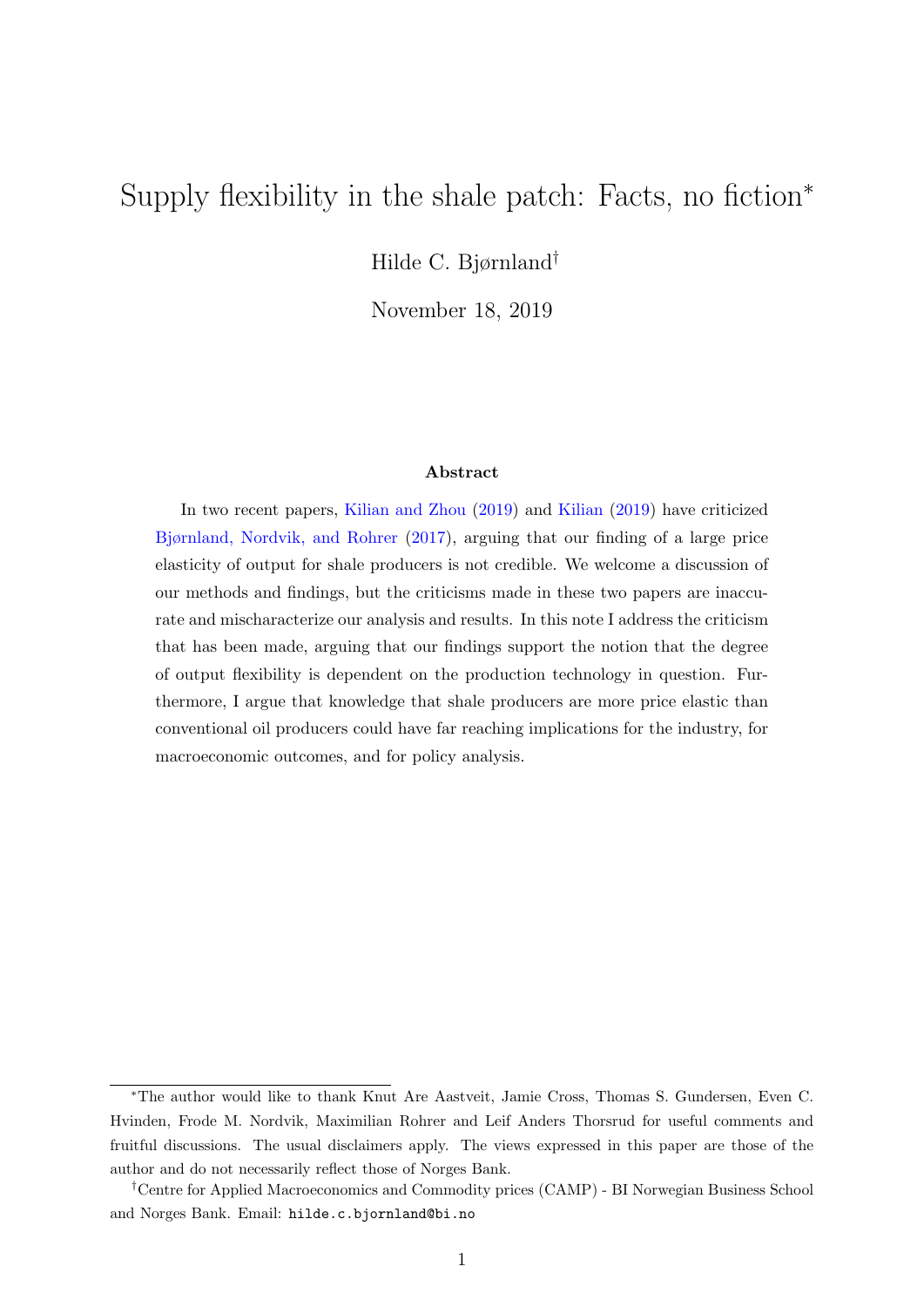# Supply flexibility in the shale patch: Facts, no fiction*

Hilde C. Bjørnland[†]

November 18, 2019

### Abstract

In two recent papers, Kilian and Zhou (2019) and Kilian (2019) have criticized Bjørnland, Nordvik, and Rohrer (2017), arguing that our finding of a large price elasticity of output for shale producers is not credible. We welcome a discussion of our methods and findings, but the criticisms made in these two papers are inaccurate and mischaracterize our analysis and results. In this note I address the criticism that has been made, arguing that our findings support the notion that the degree of output flexibility is dependent on the production technology in question. Furthermore, I argue that knowledge that shale producers are more price elastic than conventional oil producers could have far reaching implications for the industry, for macroeconomic outcomes, and for policy analysis.

---

*The author would like to thank Knut Are Aastveit, Jamie Cross, Thomas S. Gundersen, Even C. Hvinden, Frode M. Nordvik, Maximilian Rohrer and Leif Anders Thorsrud for useful comments and fruitful discussions. The usual disclaimers apply. The views expressed in this paper are those of the author and do not necessarily reflect those of Norges Bank.

[†]Centre for Applied Macroeconomics and Commodity prices (CAMP) - BI Norwegian Business School and Norges Bank. Email: hilde.c.bjornland@bi.no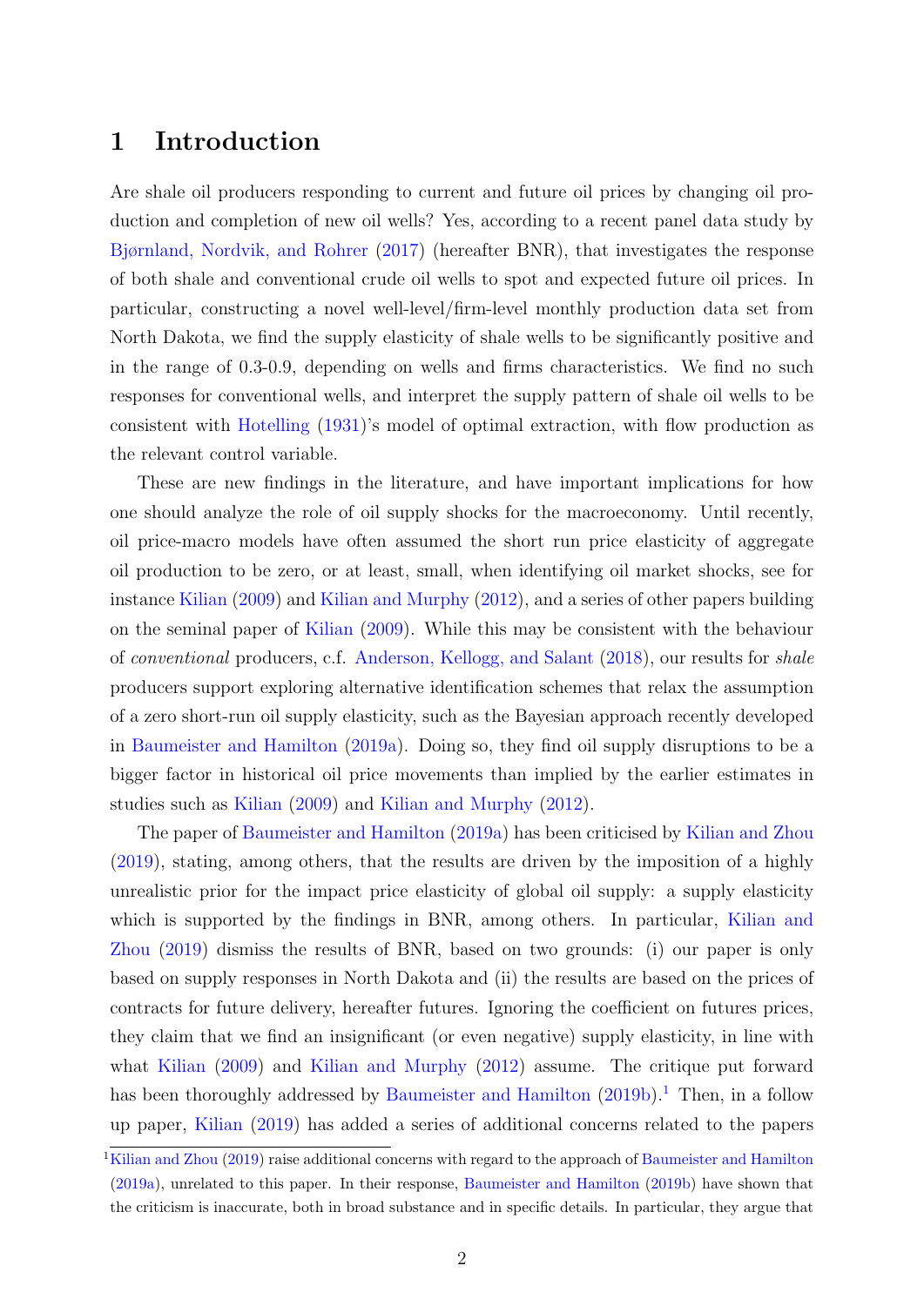# 1 Introduction

Are shale oil producers responding to current and future oil prices by changing oil production and completion of new oil wells? Yes, according to a recent panel data study by Bjørnland, Nordvik, and Rohrer (2017) (hereafter BNR), that investigates the response of both shale and conventional crude oil wells to spot and expected future oil prices. In particular, constructing a novel well-level/firm-level monthly production data set from North Dakota, we find the supply elasticity of shale wells to be significantly positive and in the range of 0.3-0.9, depending on wells and firms characteristics. We find no such responses for conventional wells, and interpret the supply pattern of shale oil wells to be consistent with Hotelling (1931)'s model of optimal extraction, with flow production as the relevant control variable.

These are new findings in the literature, and have important implications for how one should analyze the role of oil supply shocks for the macroeconomy. Until recently, oil price-macro models have often assumed the short run price elasticity of aggregate oil production to be zero, or at least, small, when identifying oil market shocks, see for instance Kilian (2009) and Kilian and Murphy (2012), and a series of other papers building on the seminal paper of Kilian (2009). While this may be consistent with the behaviour of *conventional* producers, c.f. Anderson, Kellogg, and Salant (2018), our results for *shale* producers support exploring alternative identification schemes that relax the assumption of a zero short-run oil supply elasticity, such as the Bayesian approach recently developed in Baumeister and Hamilton (2019a). Doing so, they find oil supply disruptions to be a bigger factor in historical oil price movements than implied by the earlier estimates in studies such as Kilian (2009) and Kilian and Murphy (2012).

The paper of Baumeister and Hamilton (2019a) has been criticised by Kilian and Zhou (2019), stating, among others, that the results are driven by the imposition of a highly unrealistic prior for the impact price elasticity of global oil supply: a supply elasticity which is supported by the findings in BNR, among others. In particular, Kilian and Zhou (2019) dismiss the results of BNR, based on two grounds: (i) our paper is only based on supply responses in North Dakota and (ii) the results are based on the prices of contracts for future delivery, hereafter futures. Ignoring the coefficient on futures prices, they claim that we find an insignificant (or even negative) supply elasticity, in line with what Kilian (2009) and Kilian and Murphy (2012) assume. The critique put forward has been thoroughly addressed by Baumeister and Hamilton (2019b).[1] Then, in a follow up paper, Kilian (2019) has added a series of additional concerns related to the papers

[1] Kilian and Zhou (2019) raise additional concerns with regard to the approach of Baumeister and Hamilton (2019a), unrelated to this paper. In their response, Baumeister and Hamilton (2019b) have shown that the criticism is inaccurate, both in broad substance and in specific details. In particular, they argue that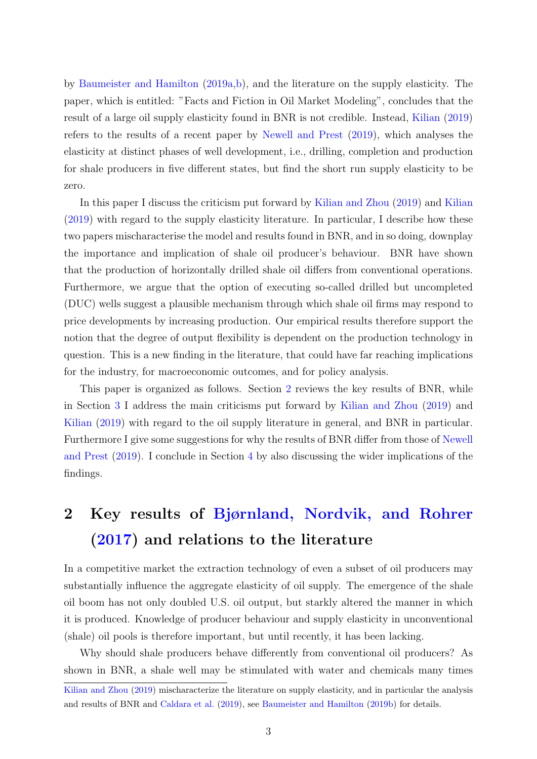by Baumeister and Hamilton (2019a,b), and the literature on the supply elasticity. The paper, which is entitled: "Facts and Fiction in Oil Market Modeling", concludes that the result of a large oil supply elasticity found in BNR is not credible. Instead, Kilian (2019) refers to the results of a recent paper by Newell and Prest (2019), which analyses the elasticity at distinct phases of well development, i.e., drilling, completion and production for shale producers in five different states, but find the short run supply elasticity to be zero.

In this paper I discuss the criticism put forward by Kilian and Zhou (2019) and Kilian (2019) with regard to the supply elasticity literature. In particular, I describe how these two papers mischaracterise the model and results found in BNR, and in so doing, downplay the importance and implication of shale oil producer's behaviour. BNR have shown that the production of horizontally drilled shale oil differs from conventional operations. Furthermore, we argue that the option of executing so-called drilled but uncompleted (DUC) wells suggest a plausible mechanism through which shale oil firms may respond to price developments by increasing production. Our empirical results therefore support the notion that the degree of output flexibility is dependent on the production technology in question. This is a new finding in the literature, that could have far reaching implications for the industry, for macroeconomic outcomes, and for policy analysis.

This paper is organized as follows. Section 2 reviews the key results of BNR, while in Section 3 I address the main criticisms put forward by Kilian and Zhou (2019) and Kilian (2019) with regard to the oil supply literature in general, and BNR in particular. Furthermore I give some suggestions for why the results of BNR differ from those of Newell and Prest (2019). I conclude in Section 4 by also discussing the wider implications of the findings.

## 2 Key results of Bjørnland, Nordvik, and Rohrer (2017) and relations to the literature

In a competitive market the extraction technology of even a subset of oil producers may substantially influence the aggregate elasticity of oil supply. The emergence of the shale oil boom has not only doubled U.S. oil output, but starkly altered the manner in which it is produced. Knowledge of producer behaviour and supply elasticity in unconventional (shale) oil pools is therefore important, but until recently, it has been lacking.

Why should shale producers behave differently from conventional oil producers? As shown in BNR, a shale well may be stimulated with water and chemicals many times

Kilian and Zhou (2019) mischaracterize the literature on supply elasticity, and in particular the analysis and results of BNR and Caldara et al. (2019), see Baumeister and Hamilton (2019b) for details.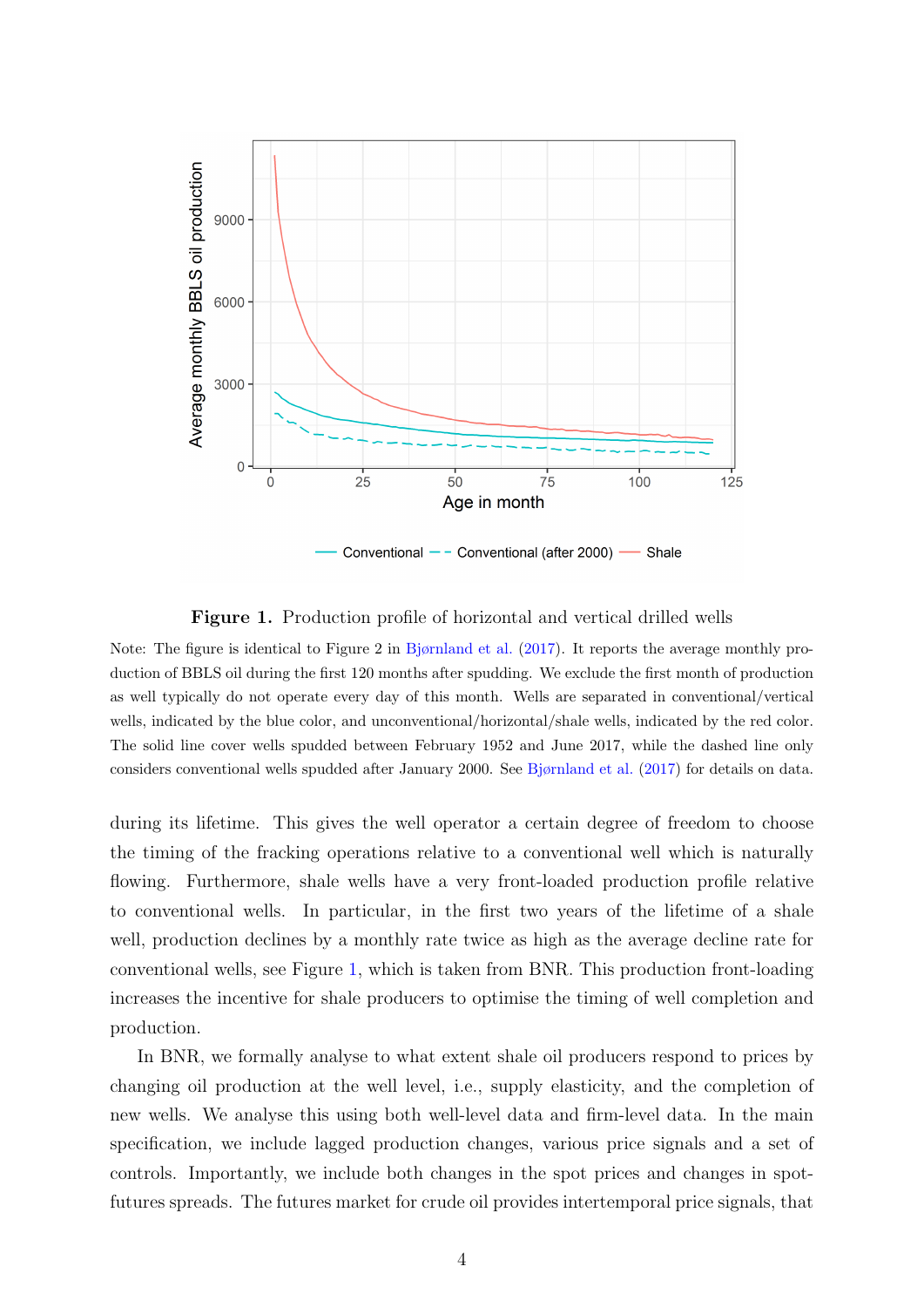**Figure 1.** Production profile of horizontal and vertical drilled wells

Note: The figure is identical to Figure 2 in Bjørnland et al. (2017). It reports the average monthly production of BBLS oil during the first 120 months after spudding. We exclude the first month of production as well typically do not operate every day of this month. Wells are separated in conventional/vertical wells, indicated by the blue color, and unconventional/horizontal/shale wells, indicated by the red color. The solid line cover wells spudded between February 1952 and June 2017, while the dashed line only considers conventional wells spudded after January 2000. See Bjørnland et al. (2017) for details on data.

during its lifetime. This gives the well operator a certain degree of freedom to choose the timing of the fracking operations relative to a conventional well which is naturally flowing. Furthermore, shale wells have a very front-loaded production profile relative to conventional wells. In particular, in the first two years of the lifetime of a shale well, production declines by a monthly rate twice as high as the average decline rate for conventional wells, see Figure 1, which is taken from BNR. This production front-loading increases the incentive for shale producers to optimise the timing of well completion and production.

In BNR, we formally analyse to what extent shale oil producers respond to prices by changing oil production at the well level, i.e., supply elasticity, and the completion of new wells. We analyse this using both well-level data and firm-level data. In the main specification, we include lagged production changes, various price signals and a set of controls. Importantly, we include both changes in the spot prices and changes in spot-futures spreads. The futures market for crude oil provides intertemporal price signals, that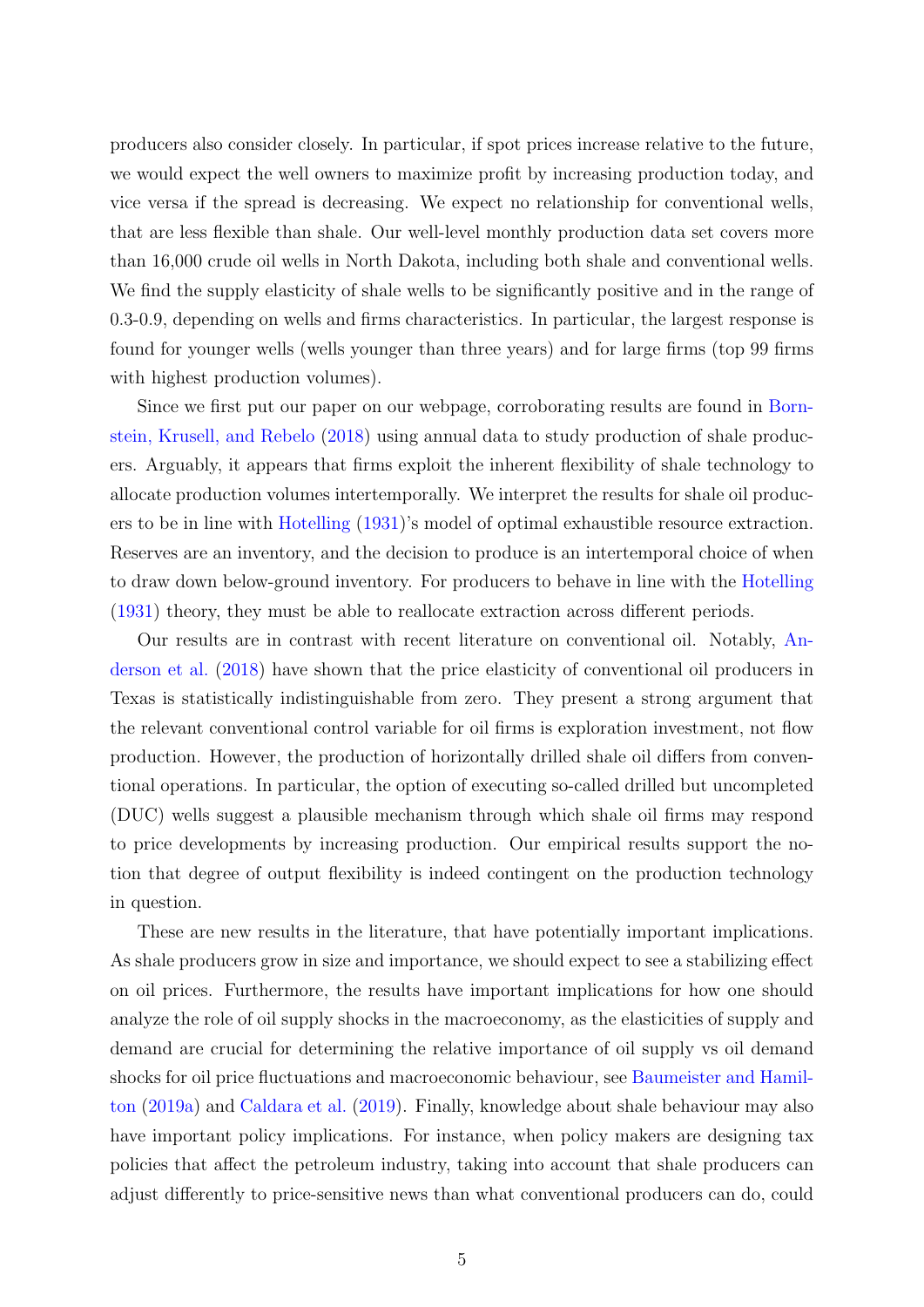producers also consider closely. In particular, if spot prices increase relative to the future, we would expect the well owners to maximize profit by increasing production today, and vice versa if the spread is decreasing. We expect no relationship for conventional wells, that are less flexible than shale. Our well-level monthly production data set covers more than 16,000 crude oil wells in North Dakota, including both shale and conventional wells. We find the supply elasticity of shale wells to be significantly positive and in the range of 0.3-0.9, depending on wells and firms characteristics. In particular, the largest response is found for younger wells (wells younger than three years) and for large firms (top 99 firms with highest production volumes).

Since we first put our paper on our webpage, corroborating results are found in Bornstein, Krusell, and Rebelo (2018) using annual data to study production of shale producers. Arguably, it appears that firms exploit the inherent flexibility of shale technology to allocate production volumes intertemporally. We interpret the results for shale oil producers to be in line with Hotelling (1931)'s model of optimal exhaustible resource extraction. Reserves are an inventory, and the decision to produce is an intertemporal choice of when to draw down below-ground inventory. For producers to behave in line with the Hotelling (1931) theory, they must be able to reallocate extraction across different periods.

Our results are in contrast with recent literature on conventional oil. Notably, Anderson et al. (2018) have shown that the price elasticity of conventional oil producers in Texas is statistically indistinguishable from zero. They present a strong argument that the relevant conventional control variable for oil firms is exploration investment, not flow production. However, the production of horizontally drilled shale oil differs from conventional operations. In particular, the option of executing so-called drilled but uncompleted (DUC) wells suggest a plausible mechanism through which shale oil firms may respond to price developments by increasing production. Our empirical results support the notion that degree of output flexibility is indeed contingent on the production technology in question.

These are new results in the literature, that have potentially important implications. As shale producers grow in size and importance, we should expect to see a stabilizing effect on oil prices. Furthermore, the results have important implications for how one should analyze the role of oil supply shocks in the macroeconomy, as the elasticities of supply and demand are crucial for determining the relative importance of oil supply vs oil demand shocks for oil price fluctuations and macroeconomic behaviour, see Baumeister and Hamilton (2019a) and Caldara et al. (2019). Finally, knowledge about shale behaviour may also have important policy implications. For instance, when policy makers are designing tax policies that affect the petroleum industry, taking into account that shale producers can adjust differently to price-sensitive news than what conventional producers can do, could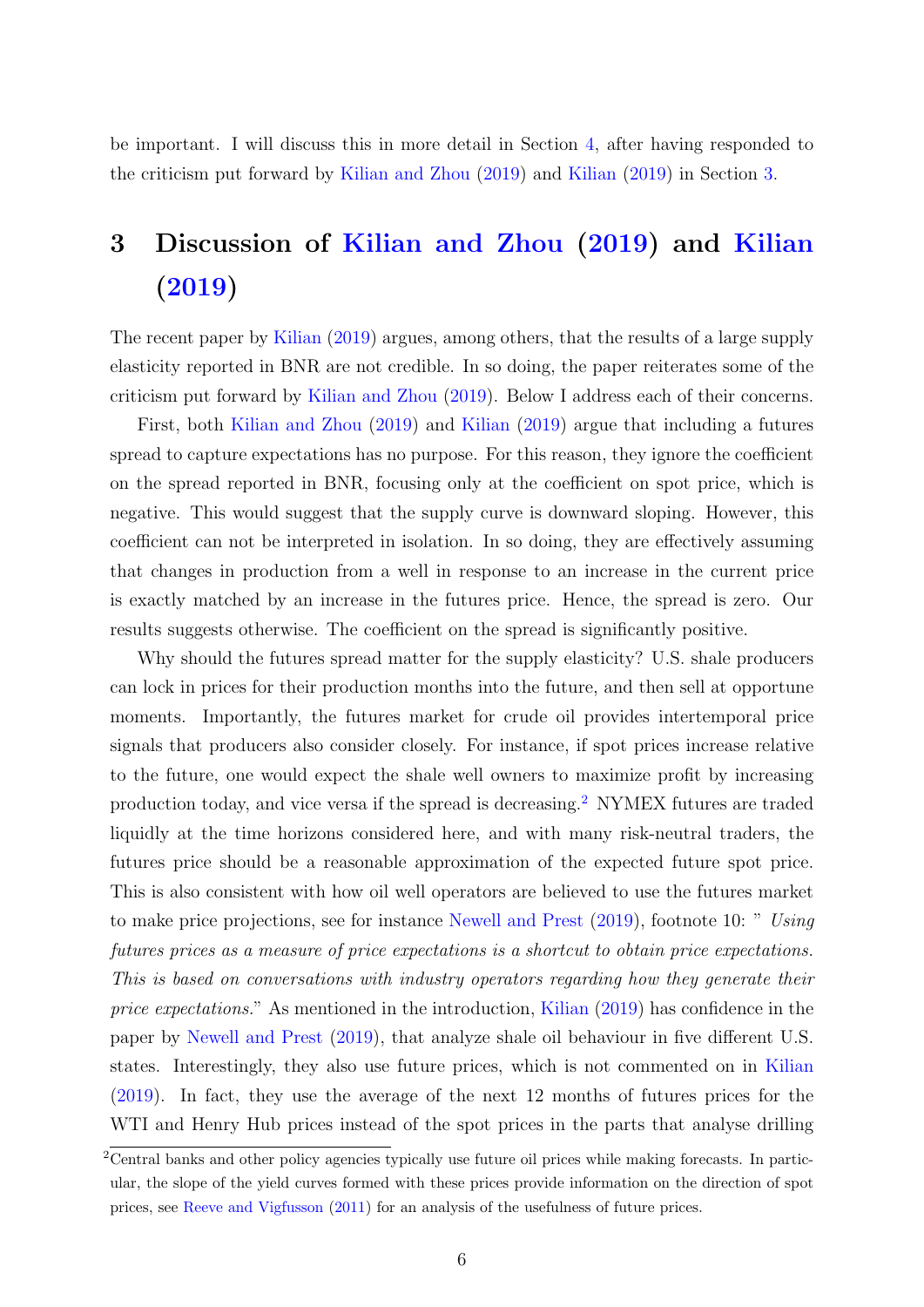be important. I will discuss this in more detail in Section 4, after having responded to the criticism put forward by Kilian and Zhou (2019) and Kilian (2019) in Section 3.

# 3 Discussion of Kilian and Zhou (2019) and Kilian (2019)

The recent paper by Kilian (2019) argues, among others, that the results of a large supply elasticity reported in BNR are not credible. In so doing, the paper reiterates some of the criticism put forward by Kilian and Zhou (2019). Below I address each of their concerns.

First, both Kilian and Zhou (2019) and Kilian (2019) argue that including a futures spread to capture expectations has no purpose. For this reason, they ignore the coefficient on the spread reported in BNR, focusing only at the coefficient on spot price, which is negative. This would suggest that the supply curve is downward sloping. However, this coefficient can not be interpreted in isolation. In so doing, they are effectively assuming that changes in production from a well in response to an increase in the current price is exactly matched by an increase in the futures price. Hence, the spread is zero. Our results suggests otherwise. The coefficient on the spread is significantly positive.

Why should the futures spread matter for the supply elasticity? U.S. shale producers can lock in prices for their production months into the future, and then sell at opportune moments. Importantly, the futures market for crude oil provides intertemporal price signals that producers also consider closely. For instance, if spot prices increase relative to the future, one would expect the shale well owners to maximize profit by increasing production today, and vice versa if the spread is decreasing.[2] NYMEX futures are traded liquidly at the time horizons considered here, and with many risk-neutral traders, the futures price should be a reasonable approximation of the expected future spot price. This is also consistent with how oil well operators are believed to use the futures market to make price projections, see for instance Newell and Prest (2019), footnote 10: " *Using futures prices as a measure of price expectations is a shortcut to obtain price expectations. This is based on conversations with industry operators regarding how they generate their price expectations.*" As mentioned in the introduction, Kilian (2019) has confidence in the paper by Newell and Prest (2019), that analyze shale oil behaviour in five different U.S. states. Interestingly, they also use future prices, which is not commented on in Kilian (2019). In fact, they use the average of the next 12 months of futures prices for the WTI and Henry Hub prices instead of the spot prices in the parts that analyse drilling

[2] Central banks and other policy agencies typically use future oil prices while making forecasts. In particular, the slope of the yield curves formed with these prices provide information on the direction of spot prices, see Reeve and Vigfusson (2011) for an analysis of the usefulness of future prices.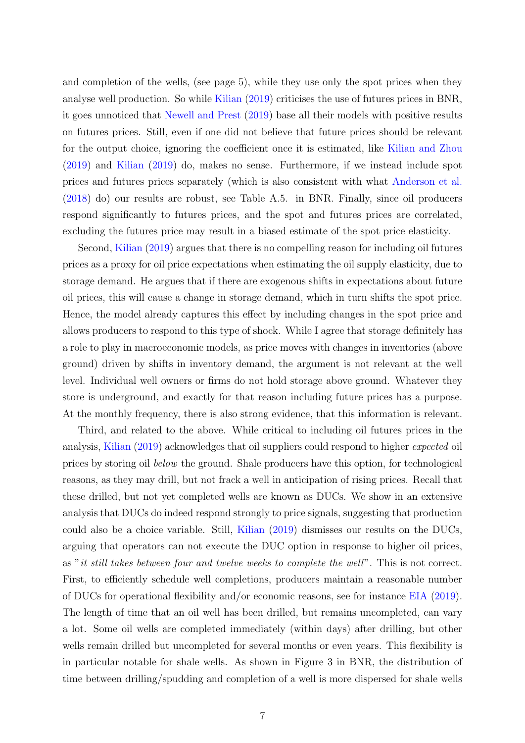and completion of the wells, (see page 5), while they use only the spot prices when they analyse well production. So while Kilian (2019) criticises the use of futures prices in BNR, it goes unnoticed that Newell and Prest (2019) base all their models with positive results on futures prices. Still, even if one did not believe that future prices should be relevant for the output choice, ignoring the coefficient once it is estimated, like Kilian and Zhou (2019) and Kilian (2019) do, makes no sense. Furthermore, if we instead include spot prices and futures prices separately (which is also consistent with what Anderson et al. (2018) do) our results are robust, see Table A.5. in BNR. Finally, since oil producers respond significantly to futures prices, and the spot and futures prices are correlated, excluding the futures price may result in a biased estimate of the spot price elasticity.

Second, Kilian (2019) argues that there is no compelling reason for including oil futures prices as a proxy for oil price expectations when estimating the oil supply elasticity, due to storage demand. He argues that if there are exogenous shifts in expectations about future oil prices, this will cause a change in storage demand, which in turn shifts the spot price. Hence, the model already captures this effect by including changes in the spot price and allows producers to respond to this type of shock. While I agree that storage definitely has a role to play in macroeconomic models, as price moves with changes in inventories (above ground) driven by shifts in inventory demand, the argument is not relevant at the well level. Individual well owners or firms do not hold storage above ground. Whatever they store is underground, and exactly for that reason including future prices has a purpose. At the monthly frequency, there is also strong evidence, that this information is relevant.

Third, and related to the above. While critical to including oil futures prices in the analysis, Kilian (2019) acknowledges that oil suppliers could respond to higher *expected* oil prices by storing oil *below* the ground. Shale producers have this option, for technological reasons, as they may drill, but not frack a well in anticipation of rising prices. Recall that these drilled, but not yet completed wells are known as DUCs. We show in an extensive analysis that DUCs do indeed respond strongly to price signals, suggesting that production could also be a choice variable. Still, Kilian (2019) dismisses our results on the DUCs, arguing that operators can not execute the DUC option in response to higher oil prices, as "*it still takes between four and twelve weeks to complete the well*". This is not correct. First, to efficiently schedule well completions, producers maintain a reasonable number of DUCs for operational flexibility and/or economic reasons, see for instance EIA (2019). The length of time that an oil well has been drilled, but remains uncompleted, can vary a lot. Some oil wells are completed immediately (within days) after drilling, but other wells remain drilled but uncompleted for several months or even years. This flexibility is in particular notable for shale wells. As shown in Figure 3 in BNR, the distribution of time between drilling/spudding and completion of a well is more dispersed for shale wells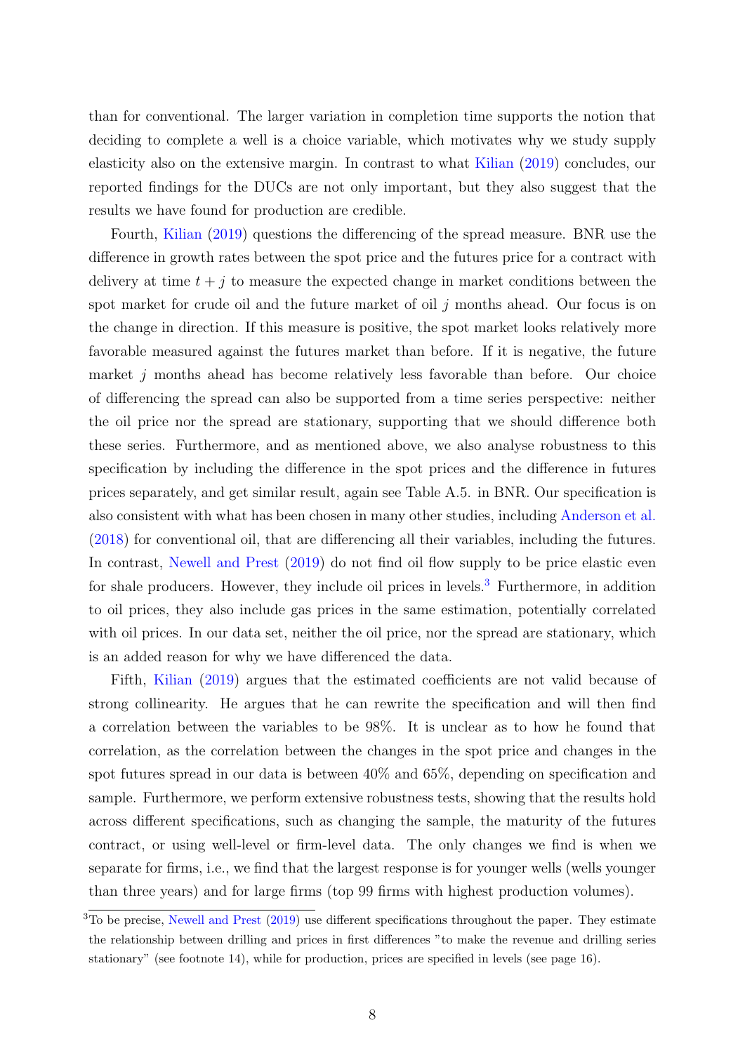than for conventional. The larger variation in completion time supports the notion that deciding to complete a well is a choice variable, which motivates why we study supply elasticity also on the extensive margin. In contrast to what Kilian (2019) concludes, our reported findings for the DUCs are not only important, but they also suggest that the results we have found for production are credible.

Fourth, Kilian (2019) questions the differencing of the spread measure. BNR use the difference in growth rates between the spot price and the futures price for a contract with delivery at time $t + j$ to measure the expected change in market conditions between the spot market for crude oil and the future market of oil $j$ months ahead. Our focus is on the change in direction. If this measure is positive, the spot market looks relatively more favorable measured against the futures market than before. If it is negative, the future market $j$ months ahead has become relatively less favorable than before. Our choice of differencing the spread can also be supported from a time series perspective: neither the oil price nor the spread are stationary, supporting that we should difference both these series. Furthermore, and as mentioned above, we also analyse robustness to this specification by including the difference in the spot prices and the difference in futures prices separately, and get similar result, again see Table A.5. in BNR. Our specification is also consistent with what has been chosen in many other studies, including Anderson et al. (2018) for conventional oil, that are differencing all their variables, including the futures. In contrast, Newell and Prest (2019) do not find oil flow supply to be price elastic even for shale producers. However, they include oil prices in levels.[3] Furthermore, in addition to oil prices, they also include gas prices in the same estimation, potentially correlated with oil prices. In our data set, neither the oil price, nor the spread are stationary, which is an added reason for why we have differenced the data.

Fifth, Kilian (2019) argues that the estimated coefficients are not valid because of strong collinearity. He argues that he can rewrite the specification and will then find a correlation between the variables to be 98%. It is unclear as to how he found that correlation, as the correlation between the changes in the spot price and changes in the spot futures spread in our data is between 40% and 65%, depending on specification and sample. Furthermore, we perform extensive robustness tests, showing that the results hold across different specifications, such as changing the sample, the maturity of the futures contract, or using well-level or firm-level data. The only changes we find is when we separate for firms, i.e., we find that the largest response is for younger wells (wells younger than three years) and for large firms (top 99 firms with highest production volumes).

[3] To be precise, Newell and Prest (2019) use different specifications throughout the paper. They estimate the relationship between drilling and prices in first differences "to make the revenue and drilling series stationary" (see footnote 14), while for production, prices are specified in levels (see page 16).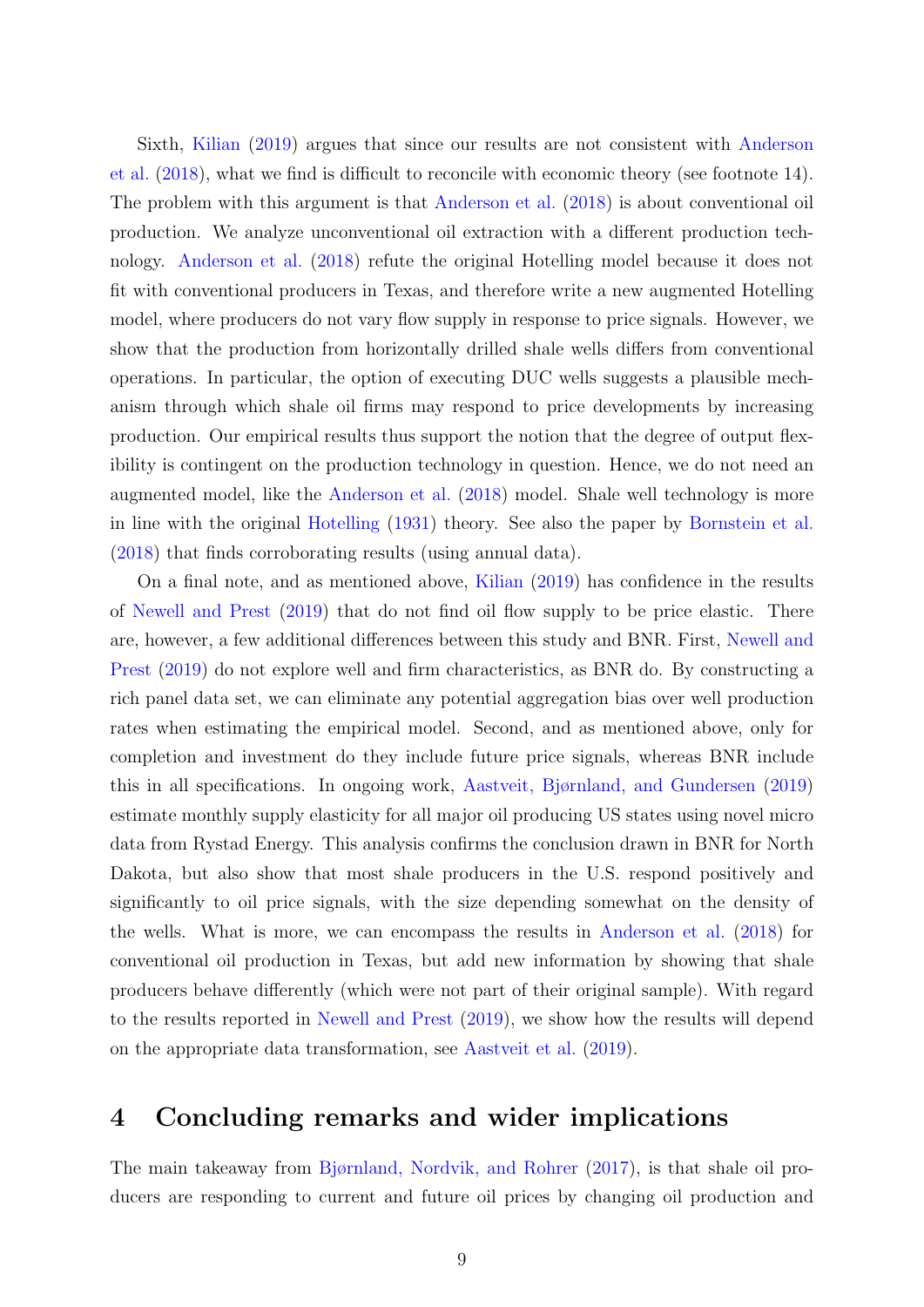Sixth, Kilian (2019) argues that since our results are not consistent with Anderson et al. (2018), what we find is difficult to reconcile with economic theory (see footnote 14). The problem with this argument is that Anderson et al. (2018) is about conventional oil production. We analyze unconventional oil extraction with a different production technology. Anderson et al. (2018) refute the original Hotelling model because it does not fit with conventional producers in Texas, and therefore write a new augmented Hotelling model, where producers do not vary flow supply in response to price signals. However, we show that the production from horizontally drilled shale wells differs from conventional operations. In particular, the option of executing DUC wells suggests a plausible mechanism through which shale oil firms may respond to price developments by increasing production. Our empirical results thus support the notion that the degree of output flexibility is contingent on the production technology in question. Hence, we do not need an augmented model, like the Anderson et al. (2018) model. Shale well technology is more in line with the original Hotelling (1931) theory. See also the paper by Bornstein et al. (2018) that finds corroborating results (using annual data).

On a final note, and as mentioned above, Kilian (2019) has confidence in the results of Newell and Prest (2019) that do not find oil flow supply to be price elastic. There are, however, a few additional differences between this study and BNR. First, Newell and Prest (2019) do not explore well and firm characteristics, as BNR do. By constructing a rich panel data set, we can eliminate any potential aggregation bias over well production rates when estimating the empirical model. Second, and as mentioned above, only for completion and investment do they include future price signals, whereas BNR include this in all specifications. In ongoing work, Aastveit, Bjørnland, and Gundersen (2019) estimate monthly supply elasticity for all major oil producing US states using novel micro data from Rystad Energy. This analysis confirms the conclusion drawn in BNR for North Dakota, but also show that most shale producers in the U.S. respond positively and significantly to oil price signals, with the size depending somewhat on the density of the wells. What is more, we can encompass the results in Anderson et al. (2018) for conventional oil production in Texas, but add new information by showing that shale producers behave differently (which were not part of their original sample). With regard to the results reported in Newell and Prest (2019), we show how the results will depend on the appropriate data transformation, see Aastveit et al. (2019).

# 4 Concluding remarks and wider implications

The main takeaway from Bjørnland, Nordvik, and Rohrer (2017), is that shale oil producers are responding to current and future oil prices by changing oil production and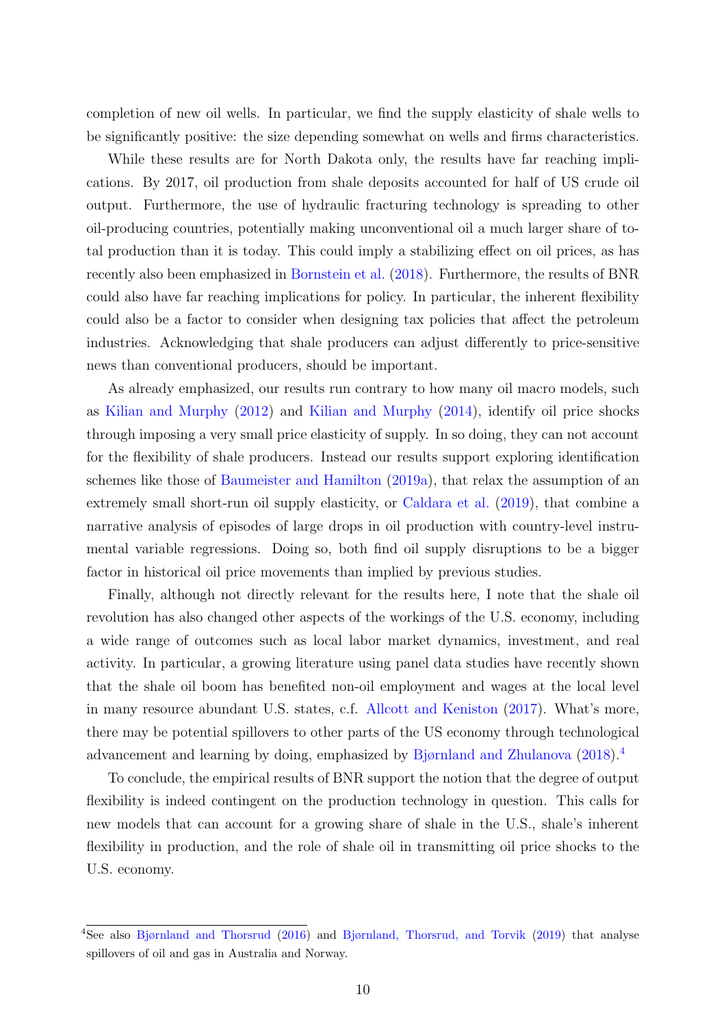completion of new oil wells. In particular, we find the supply elasticity of shale wells to be significantly positive: the size depending somewhat on wells and firms characteristics.

While these results are for North Dakota only, the results have far reaching implications. By 2017, oil production from shale deposits accounted for half of US crude oil output. Furthermore, the use of hydraulic fracturing technology is spreading to other oil-producing countries, potentially making unconventional oil a much larger share of total production than it is today. This could imply a stabilizing effect on oil prices, as has recently also been emphasized in Bornstein et al. (2018). Furthermore, the results of BNR could also have far reaching implications for policy. In particular, the inherent flexibility could also be a factor to consider when designing tax policies that affect the petroleum industries. Acknowledging that shale producers can adjust differently to price-sensitive news than conventional producers, should be important.

As already emphasized, our results run contrary to how many oil macro models, such as Kilian and Murphy (2012) and Kilian and Murphy (2014), identify oil price shocks through imposing a very small price elasticity of supply. In so doing, they can not account for the flexibility of shale producers. Instead our results support exploring identification schemes like those of Baumeister and Hamilton (2019a), that relax the assumption of an extremely small short-run oil supply elasticity, or Caldara et al. (2019), that combine a narrative analysis of episodes of large drops in oil production with country-level instrumental variable regressions. Doing so, both find oil supply disruptions to be a bigger factor in historical oil price movements than implied by previous studies.

Finally, although not directly relevant for the results here, I note that the shale oil revolution has also changed other aspects of the workings of the U.S. economy, including a wide range of outcomes such as local labor market dynamics, investment, and real activity. In particular, a growing literature using panel data studies have recently shown that the shale oil boom has benefited non-oil employment and wages at the local level in many resource abundant U.S. states, c.f. Allcott and Keniston (2017). What's more, there may be potential spillovers to other parts of the US economy through technological advancement and learning by doing, emphasized by Bjørnland and Zhulanova (2018).[4]

To conclude, the empirical results of BNR support the notion that the degree of output flexibility is indeed contingent on the production technology in question. This calls for new models that can account for a growing share of shale in the U.S., shale's inherent flexibility in production, and the role of shale oil in transmitting oil price shocks to the U.S. economy.

[4]See also Bjørnland and Thorsrud (2016) and Bjørnland, Thorsrud, and Torvik (2019) that analyse spillovers of oil and gas in Australia and Norway.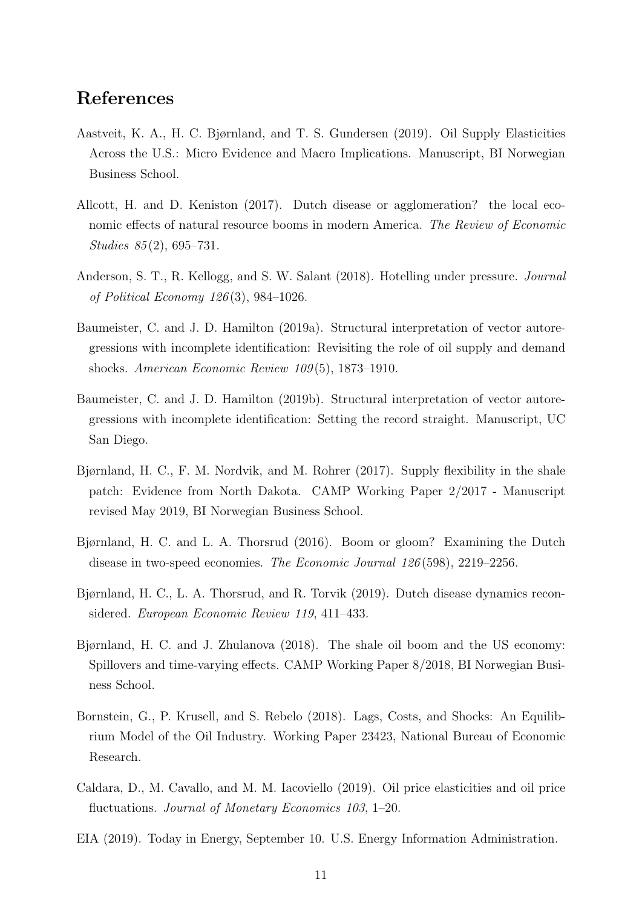## References

Aastveit, K. A., H. C. Bjørnland, and T. S. Gundersen (2019). Oil Supply Elasticities Across the U.S.: Micro Evidence and Macro Implications. Manuscript, BI Norwegian Business School.

Allcott, H. and D. Keniston (2017). Dutch disease or agglomeration? the local economic effects of natural resource booms in modern America. *The Review of Economic Studies 85*(2), 695–731.

Anderson, S. T., R. Kellogg, and S. W. Salant (2018). Hotelling under pressure. *Journal of Political Economy 126*(3), 984–1026.

Baumeister, C. and J. D. Hamilton (2019a). Structural interpretation of vector autoregressions with incomplete identification: Revisiting the role of oil supply and demand shocks. *American Economic Review 109*(5), 1873–1910.

Baumeister, C. and J. D. Hamilton (2019b). Structural interpretation of vector autoregressions with incomplete identification: Setting the record straight. Manuscript, UC San Diego.

Bjørnland, H. C., F. M. Nordvik, and M. Rohrer (2017). Supply flexibility in the shale patch: Evidence from North Dakota. CAMP Working Paper 2/2017 - Manuscript revised May 2019, BI Norwegian Business School.

Bjørnland, H. C. and L. A. Thorsrud (2016). Boom or gloom? Examining the Dutch disease in two-speed economies. *The Economic Journal 126*(598), 2219–2256.

Bjørnland, H. C., L. A. Thorsrud, and R. Torvik (2019). Dutch disease dynamics reconsidered. *European Economic Review 119*, 411–433.

Bjørnland, H. C. and J. Zhulanova (2018). The shale oil boom and the US economy: Spillovers and time-varying effects. CAMP Working Paper 8/2018, BI Norwegian Business School.

Bornstein, G., P. Krusell, and S. Rebelo (2018). Lags, Costs, and Shocks: An Equilibrium Model of the Oil Industry. Working Paper 23423, National Bureau of Economic Research.

Caldara, D., M. Cavallo, and M. M. Iacoviello (2019). Oil price elasticities and oil price fluctuations. *Journal of Monetary Economics 103*, 1–20.

EIA (2019). Today in Energy, September 10. U.S. Energy Information Administration.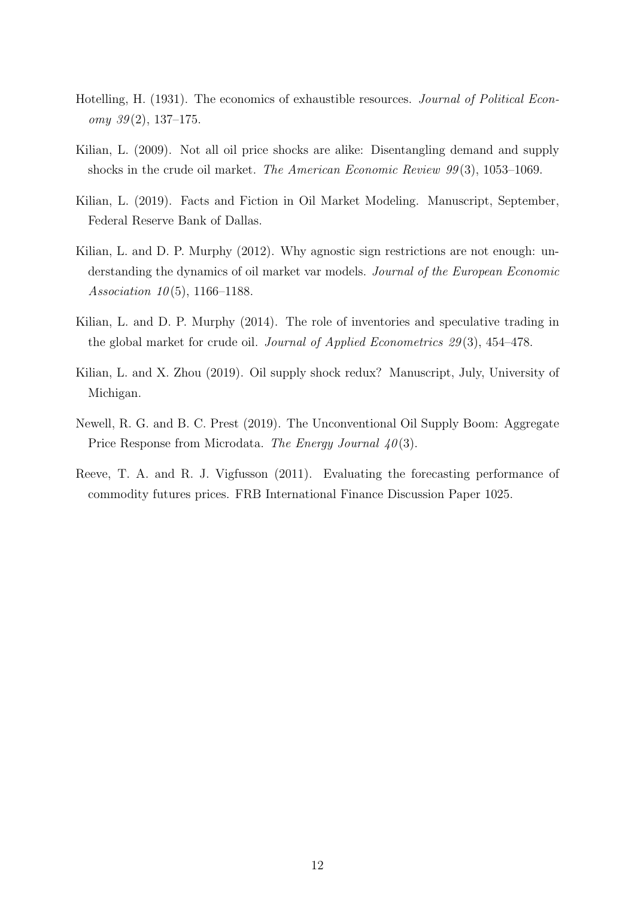Hotelling, H. (1931). The economics of exhaustible resources. *Journal of Political Economy 39*(2), 137–175.

Kilian, L. (2009). Not all oil price shocks are alike: Disentangling demand and supply shocks in the crude oil market. *The American Economic Review 99*(3), 1053–1069.

Kilian, L. (2019). Facts and Fiction in Oil Market Modeling. Manuscript, September, Federal Reserve Bank of Dallas.

Kilian, L. and D. P. Murphy (2012). Why agnostic sign restrictions are not enough: understanding the dynamics of oil market var models. *Journal of the European Economic Association 10*(5), 1166–1188.

Kilian, L. and D. P. Murphy (2014). The role of inventories and speculative trading in the global market for crude oil. *Journal of Applied Econometrics 29*(3), 454–478.

Kilian, L. and X. Zhou (2019). Oil supply shock redux? Manuscript, July, University of Michigan.

Newell, R. G. and B. C. Prest (2019). The Unconventional Oil Supply Boom: Aggregate Price Response from Microdata. *The Energy Journal 40*(3).

Reeve, T. A. and R. J. Vigfusson (2011). Evaluating the forecasting performance of commodity futures prices. FRB International Finance Discussion Paper 1025.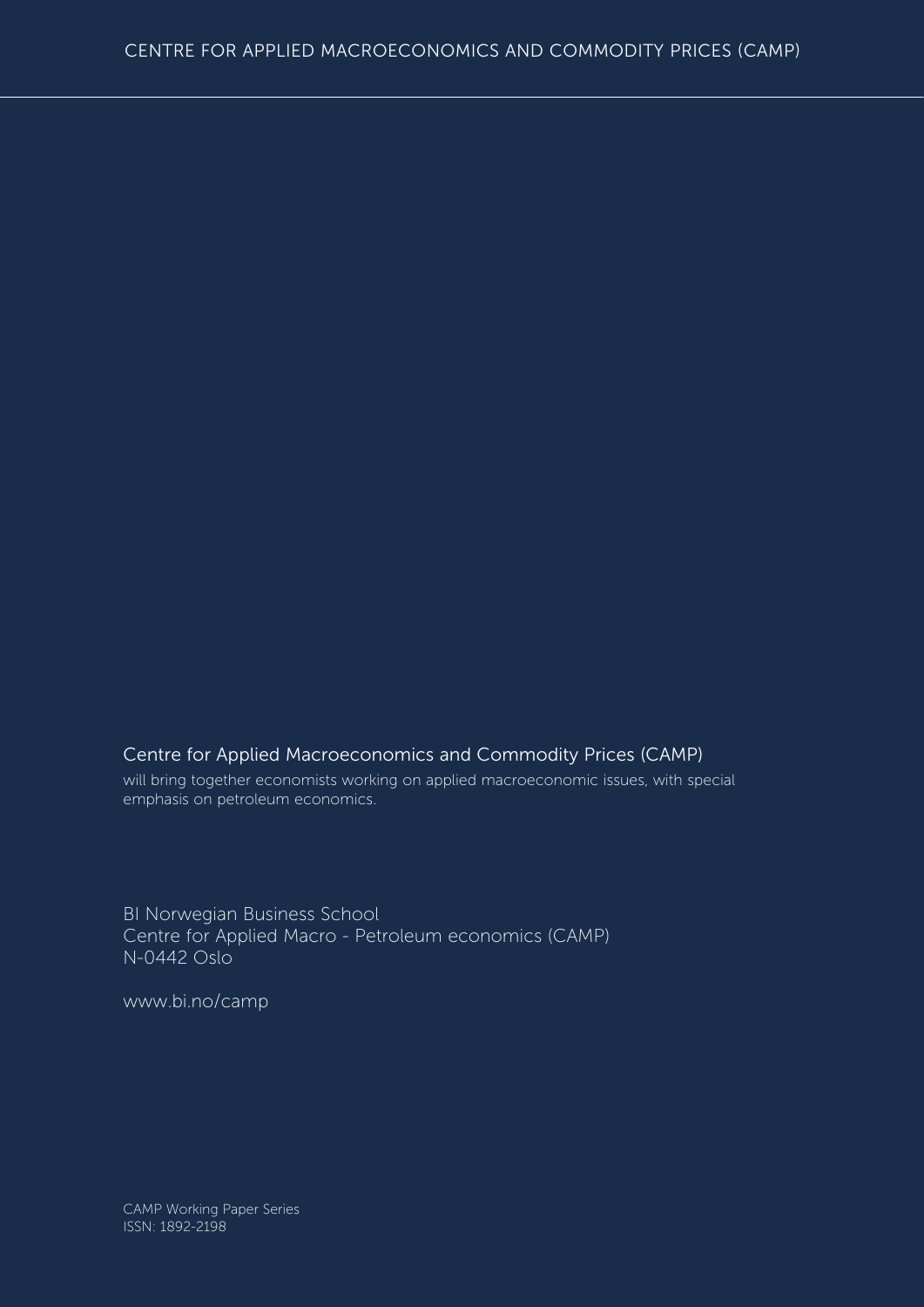CENTRE FOR APPLIED MACROECONOMICS AND COMMODITY PRICES (CAMP)

Centre for Applied Macroeconomics and Commodity Prices (CAMP)

will bring together economists working on applied macroeconomic issues, with special emphasis on petroleum economics.

BI Norwegian Business School
Centre for Applied Macro - Petroleum economics (CAMP)
N-0442 Oslo

www.bi.no/camp

CAMP Working Paper Series
ISSN: 1892-2198